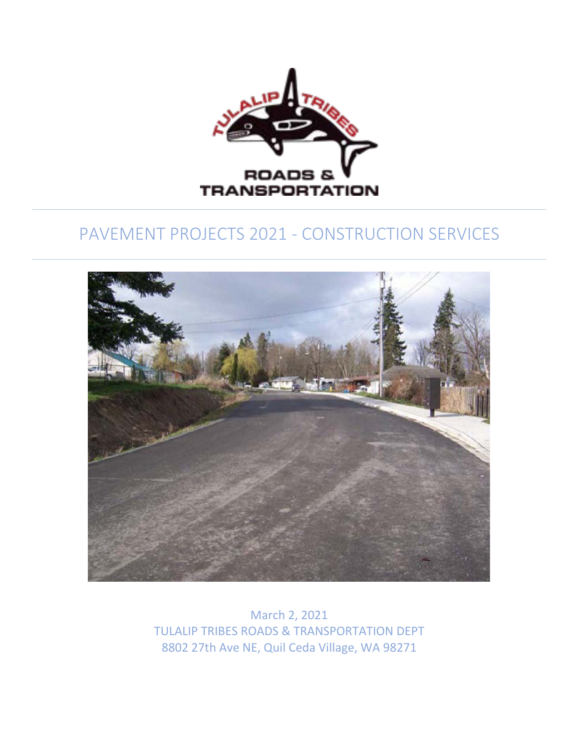# PAVEMENT PROJECTS 2021 - CONSTRUCTION SERVICES

March 2, 2021

TULALIP TRIBES ROADS & TRANSPORTATION DEPT

8802 27th Ave NE, Quil Ceda Village, WA 98271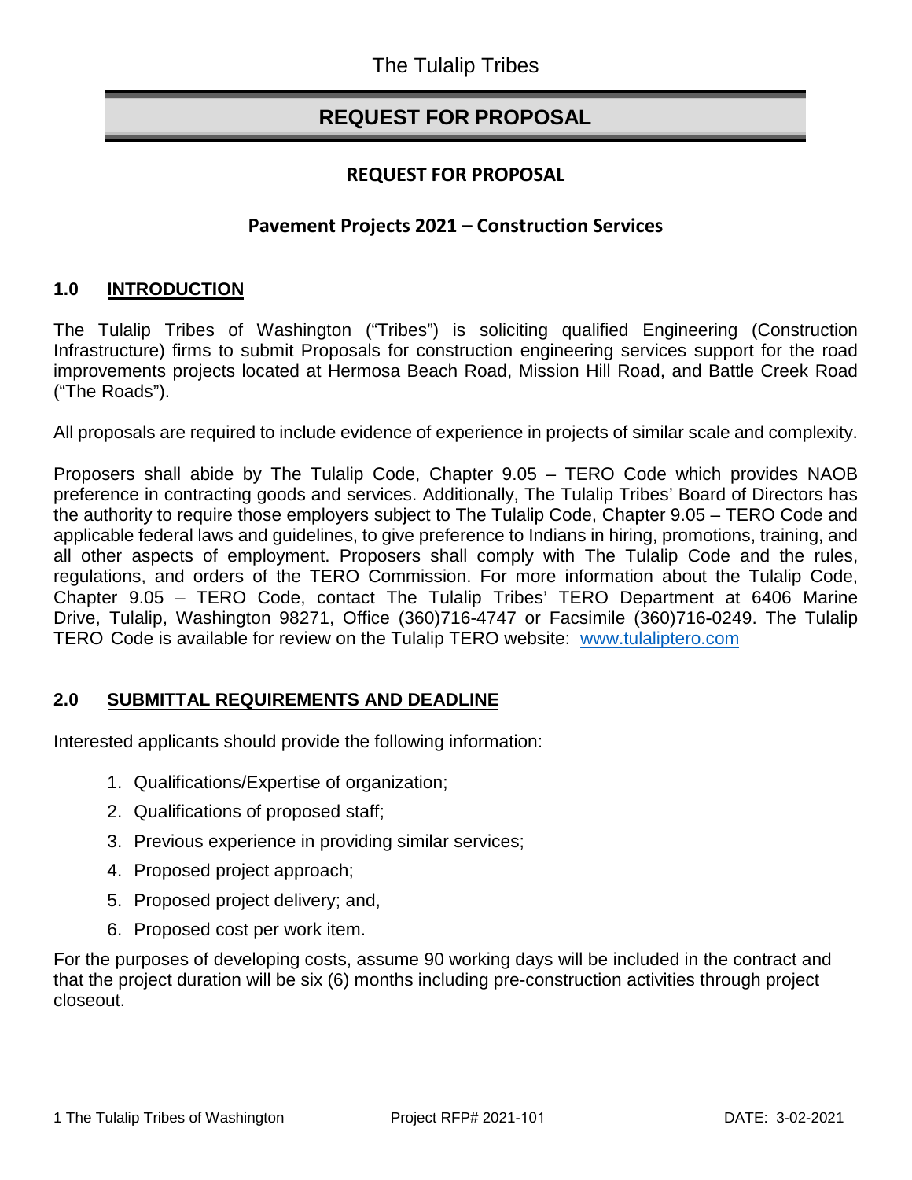The Tulalip Tribes

# REQUEST FOR PROPOSAL

## REQUEST FOR PROPOSAL

## Pavement Projects 2021 – Construction Services

### 1.0 INTRODUCTION

The Tulalip Tribes of Washington ("Tribes") is soliciting qualified Engineering (Construction Infrastructure) firms to submit Proposals for construction engineering services support for the road improvements projects located at Hermosa Beach Road, Mission Hill Road, and Battle Creek Road ("The Roads").

All proposals are required to include evidence of experience in projects of similar scale and complexity.

Proposers shall abide by The Tulalip Code, Chapter 9.05 – TERO Code which provides NAOB preference in contracting goods and services. Additionally, The Tulalip Tribes' Board of Directors has the authority to require those employers subject to The Tulalip Code, Chapter 9.05 – TERO Code and applicable federal laws and guidelines, to give preference to Indians in hiring, promotions, training, and all other aspects of employment. Proposers shall comply with The Tulalip Code and the rules, regulations, and orders of the TERO Commission. For more information about the Tulalip Code, Chapter 9.05 – TERO Code, contact The Tulalip Tribes' TERO Department at 6406 Marine Drive, Tulalip, Washington 98271, Office (360)716-4747 or Facsimile (360)716-0249. The Tulalip TERO Code is available for review on the Tulalip TERO website: www.tulaliptero.com

### 2.0 SUBMITTAL REQUIREMENTS AND DEADLINE

Interested applicants should provide the following information:

1. Qualifications/Expertise of organization;
2. Qualifications of proposed staff;
3. Previous experience in providing similar services;
4. Proposed project approach;
5. Proposed project delivery; and,
6. Proposed cost per work item.

For the purposes of developing costs, assume 90 working days will be included in the contract and that the project duration will be six (6) months including pre-construction activities through project closeout.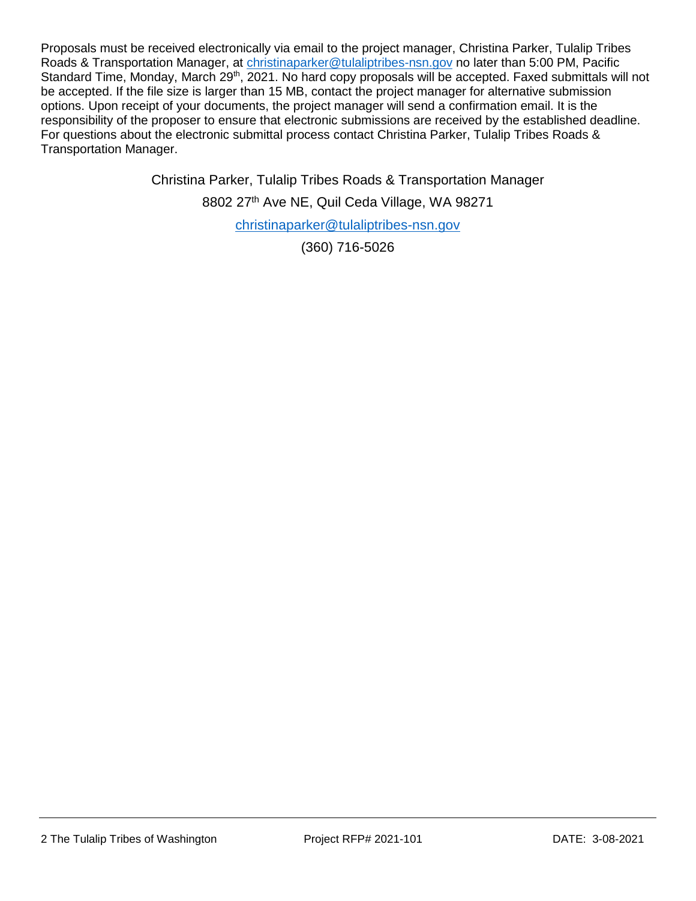Proposals must be received electronically via email to the project manager, Christina Parker, Tulalip Tribes Roads & Transportation Manager, at christinaparker@tulaliptribes-nsn.gov no later than 5:00 PM, Pacific Standard Time, Monday, March 29th, 2021. No hard copy proposals will be accepted. Faxed submittals will not be accepted. If the file size is larger than 15 MB, contact the project manager for alternative submission options. Upon receipt of your documents, the project manager will send a confirmation email. It is the responsibility of the proposer to ensure that electronic submissions are received by the established deadline. For questions about the electronic submittal process contact Christina Parker, Tulalip Tribes Roads & Transportation Manager.

Christina Parker, Tulalip Tribes Roads & Transportation Manager

8802 27th Ave NE, Quil Ceda Village, WA 98271

christinaparker@tulaliptribes-nsn.gov

(360) 716-5026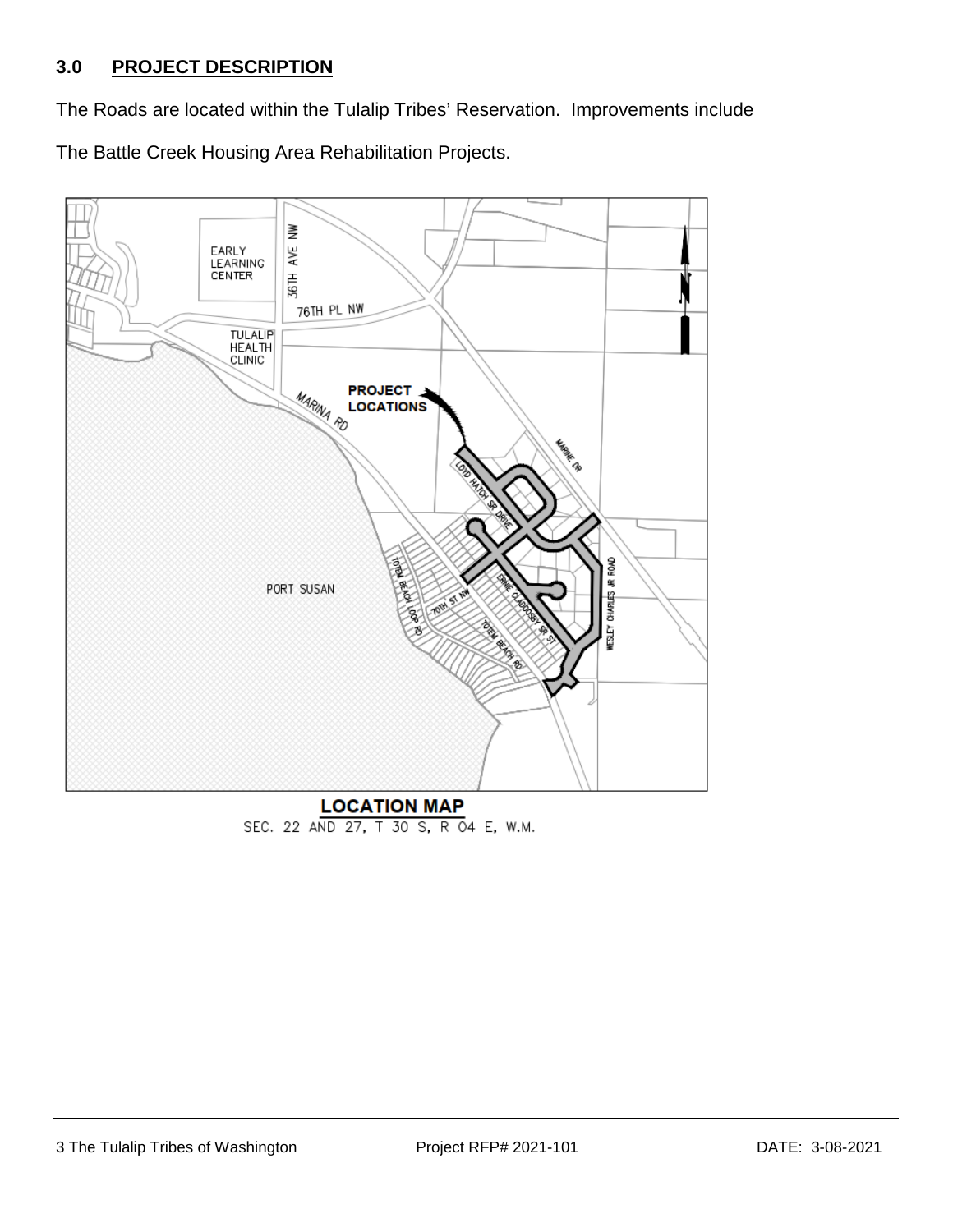## 3.0 PROJECT DESCRIPTION

The Roads are located within the Tulalip Tribes' Reservation. Improvements include

The Battle Creek Housing Area Rehabilitation Projects.

**LOCATION MAP**

SEC. 22 AND 27, T 30 S, R 04 E, W.M.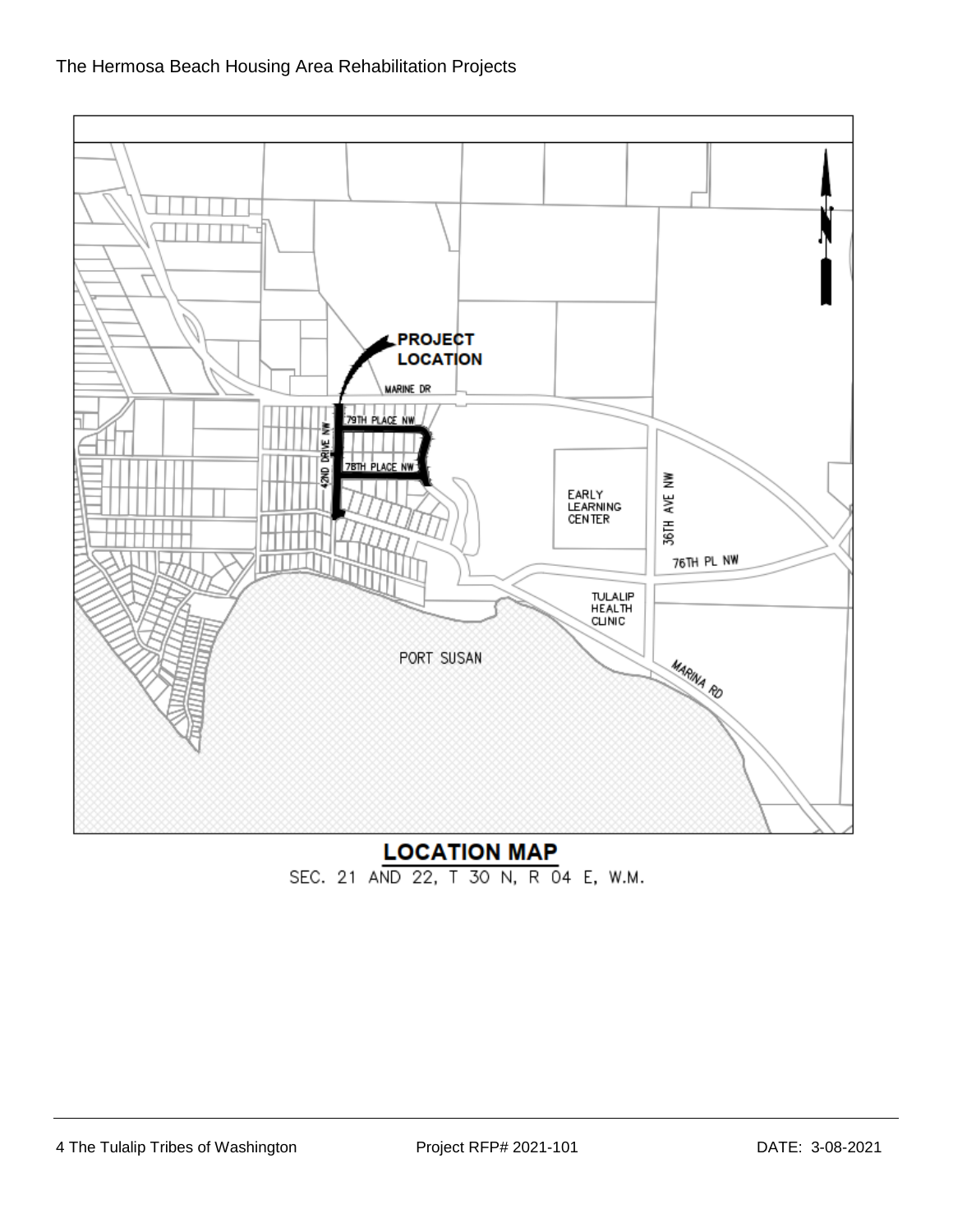The Hermosa Beach Housing Area Rehabilitation Projects

PROJECT LOCATION

MARINE DR

79TH PLACE NW

78TH PLACE NW

42ND DRIVE NW

EARLY LEARNING CENTER

36TH AVE NW

76TH PL NW

TULALIP HEALTH CLINIC

PORT SUSAN

MARINA RD

**LOCATION MAP**

SEC. 21 AND 22, T 30 N, R 04 E, W.M.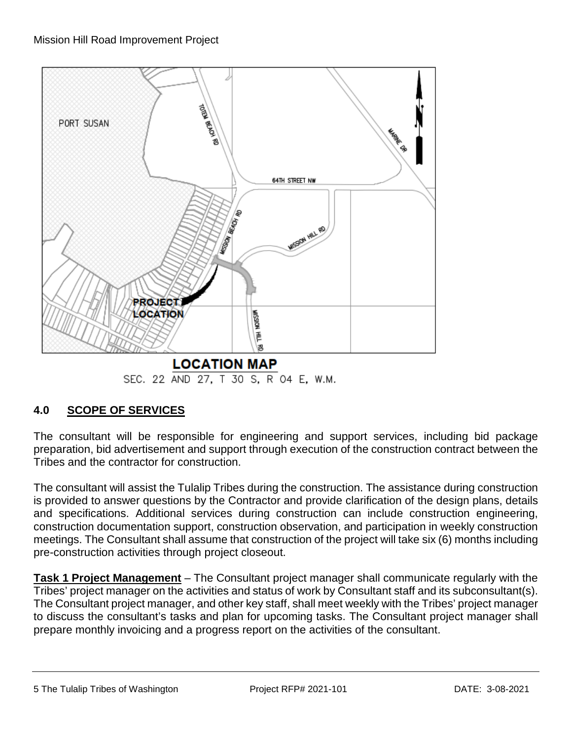LOCATION MAP

SEC. 22 AND 27, T 30 S, R 04 E, W.M.

## 4.0 SCOPE OF SERVICES

The consultant will be responsible for engineering and support services, including bid package preparation, bid advertisement and support through execution of the construction contract between the Tribes and the contractor for construction.

The consultant will assist the Tulalip Tribes during the construction. The assistance during construction is provided to answer questions by the Contractor and provide clarification of the design plans, details and specifications. Additional services during construction can include construction engineering, construction documentation support, construction observation, and participation in weekly construction meetings. The Consultant shall assume that construction of the project will take six (6) months including pre-construction activities through project closeout.

**Task 1 Project Management** – The Consultant project manager shall communicate regularly with the Tribes' project manager on the activities and status of work by Consultant staff and its subconsultant(s). The Consultant project manager, and other key staff, shall meet weekly with the Tribes' project manager to discuss the consultant's tasks and plan for upcoming tasks. The Consultant project manager shall prepare monthly invoicing and a progress report on the activities of the consultant.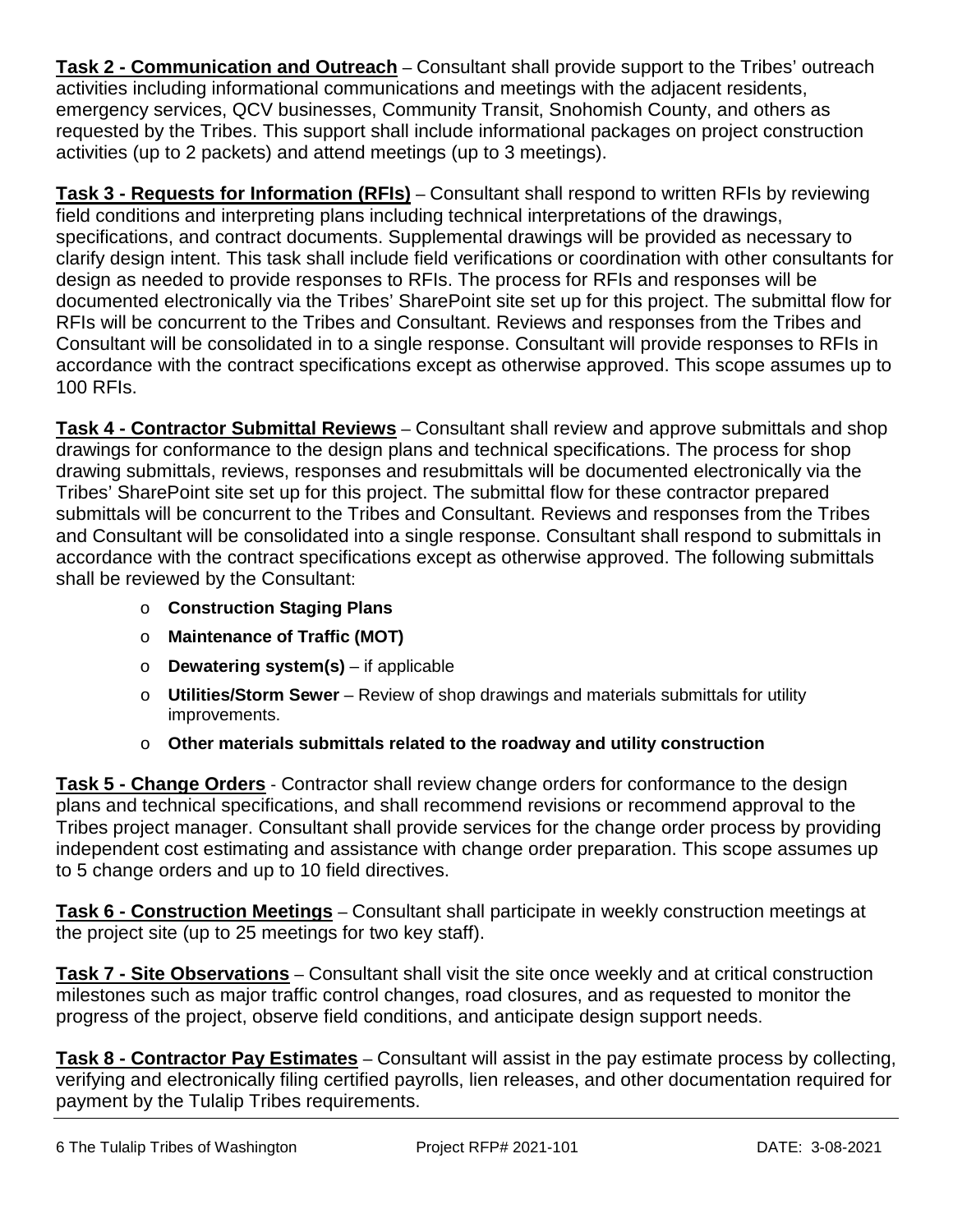**Task 2 - Communication and Outreach** – Consultant shall provide support to the Tribes' outreach activities including informational communications and meetings with the adjacent residents, emergency services, QCV businesses, Community Transit, Snohomish County, and others as requested by the Tribes. This support shall include informational packages on project construction activities (up to 2 packets) and attend meetings (up to 3 meetings).

**Task 3 - Requests for Information (RFIs)** – Consultant shall respond to written RFIs by reviewing field conditions and interpreting plans including technical interpretations of the drawings, specifications, and contract documents. Supplemental drawings will be provided as necessary to clarify design intent. This task shall include field verifications or coordination with other consultants for design as needed to provide responses to RFIs. The process for RFIs and responses will be documented electronically via the Tribes' SharePoint site set up for this project. The submittal flow for RFIs will be concurrent to the Tribes and Consultant. Reviews and responses from the Tribes and Consultant will be consolidated in to a single response. Consultant will provide responses to RFIs in accordance with the contract specifications except as otherwise approved. This scope assumes up to 100 RFIs.

**Task 4 - Contractor Submittal Reviews** – Consultant shall review and approve submittals and shop drawings for conformance to the design plans and technical specifications. The process for shop drawing submittals, reviews, responses and resubmittals will be documented electronically via the Tribes' SharePoint site set up for this project. The submittal flow for these contractor prepared submittals will be concurrent to the Tribes and Consultant. Reviews and responses from the Tribes and Consultant will be consolidated into a single response. Consultant shall respond to submittals in accordance with the contract specifications except as otherwise approved. The following submittals shall be reviewed by the Consultant:

- **Construction Staging Plans**
- **Maintenance of Traffic (MOT)**
- **Dewatering system(s)** – if applicable
- **Utilities/Storm Sewer** – Review of shop drawings and materials submittals for utility improvements.
- **Other materials submittals related to the roadway and utility construction**

**Task 5 - Change Orders** - Contractor shall review change orders for conformance to the design plans and technical specifications, and shall recommend revisions or recommend approval to the Tribes project manager. Consultant shall provide services for the change order process by providing independent cost estimating and assistance with change order preparation. This scope assumes up to 5 change orders and up to 10 field directives.

**Task 6 - Construction Meetings** – Consultant shall participate in weekly construction meetings at the project site (up to 25 meetings for two key staff).

**Task 7 - Site Observations** – Consultant shall visit the site once weekly and at critical construction milestones such as major traffic control changes, road closures, and as requested to monitor the progress of the project, observe field conditions, and anticipate design support needs.

**Task 8 - Contractor Pay Estimates** – Consultant will assist in the pay estimate process by collecting, verifying and electronically filing certified payrolls, lien releases, and other documentation required for payment by the Tulalip Tribes requirements.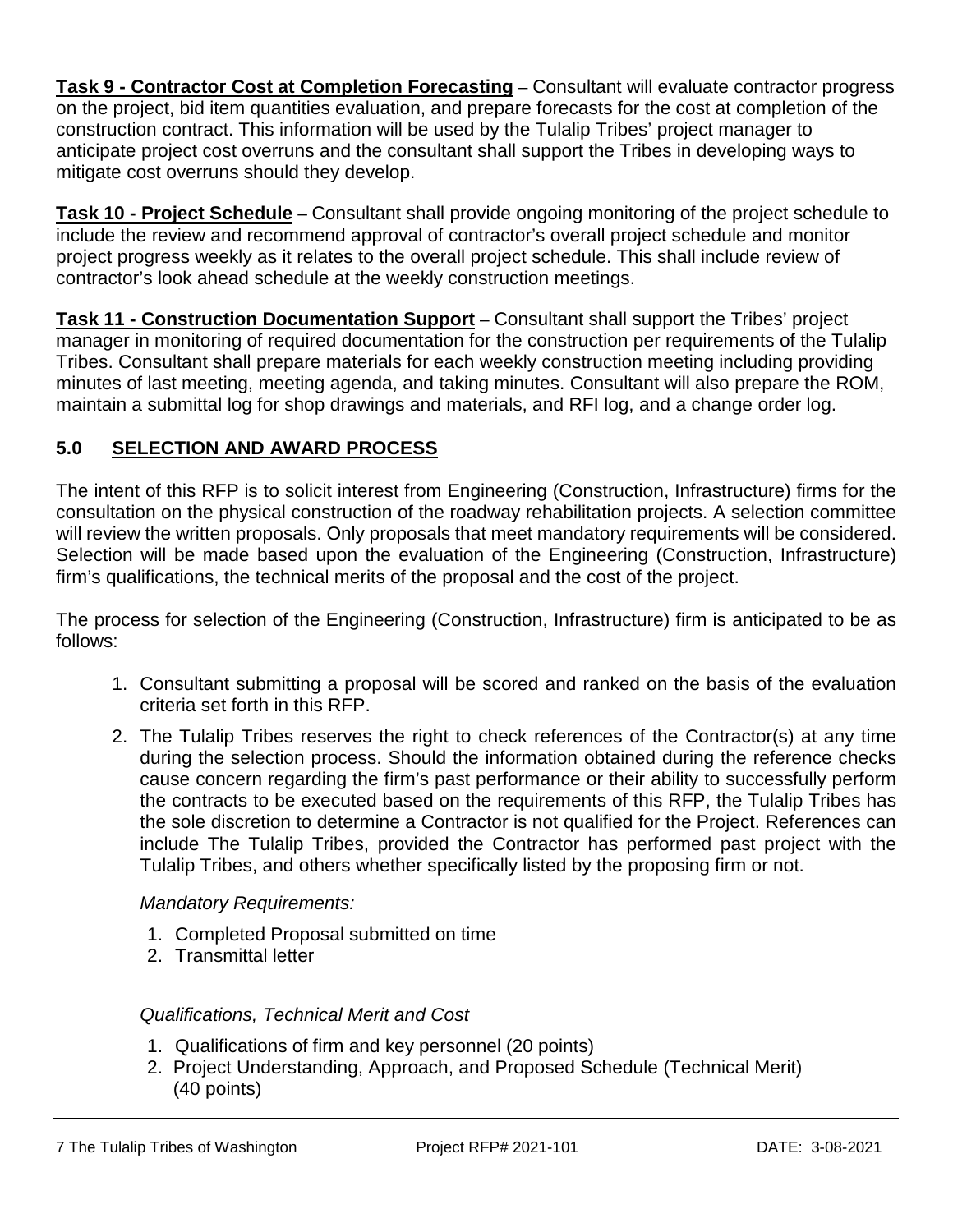**Task 9 - Contractor Cost at Completion Forecasting** – Consultant will evaluate contractor progress on the project, bid item quantities evaluation, and prepare forecasts for the cost at completion of the construction contract. This information will be used by the Tulalip Tribes' project manager to anticipate project cost overruns and the consultant shall support the Tribes in developing ways to mitigate cost overruns should they develop.

**Task 10 - Project Schedule** – Consultant shall provide ongoing monitoring of the project schedule to include the review and recommend approval of contractor's overall project schedule and monitor project progress weekly as it relates to the overall project schedule. This shall include review of contractor's look ahead schedule at the weekly construction meetings.

**Task 11 - Construction Documentation Support** – Consultant shall support the Tribes' project manager in monitoring of required documentation for the construction per requirements of the Tulalip Tribes. Consultant shall prepare materials for each weekly construction meeting including providing minutes of last meeting, meeting agenda, and taking minutes. Consultant will also prepare the ROM, maintain a submittal log for shop drawings and materials, and RFI log, and a change order log.

## 5.0 SELECTION AND AWARD PROCESS

The intent of this RFP is to solicit interest from Engineering (Construction, Infrastructure) firms for the consultation on the physical construction of the roadway rehabilitation projects. A selection committee will review the written proposals. Only proposals that meet mandatory requirements will be considered. Selection will be made based upon the evaluation of the Engineering (Construction, Infrastructure) firm's qualifications, the technical merits of the proposal and the cost of the project.

The process for selection of the Engineering (Construction, Infrastructure) firm is anticipated to be as follows:

1. Consultant submitting a proposal will be scored and ranked on the basis of the evaluation criteria set forth in this RFP.
2. The Tulalip Tribes reserves the right to check references of the Contractor(s) at any time during the selection process. Should the information obtained during the reference checks cause concern regarding the firm's past performance or their ability to successfully perform the contracts to be executed based on the requirements of this RFP, the Tulalip Tribes has the sole discretion to determine a Contractor is not qualified for the Project. References can include The Tulalip Tribes, provided the Contractor has performed past project with the Tulalip Tribes, and others whether specifically listed by the proposing firm or not.

   *Mandatory Requirements:*

   1. Completed Proposal submitted on time
   2. Transmittal letter

   *Qualifications, Technical Merit and Cost*

   1. Qualifications of firm and key personnel (20 points)
   2. Project Understanding, Approach, and Proposed Schedule (Technical Merit) (40 points)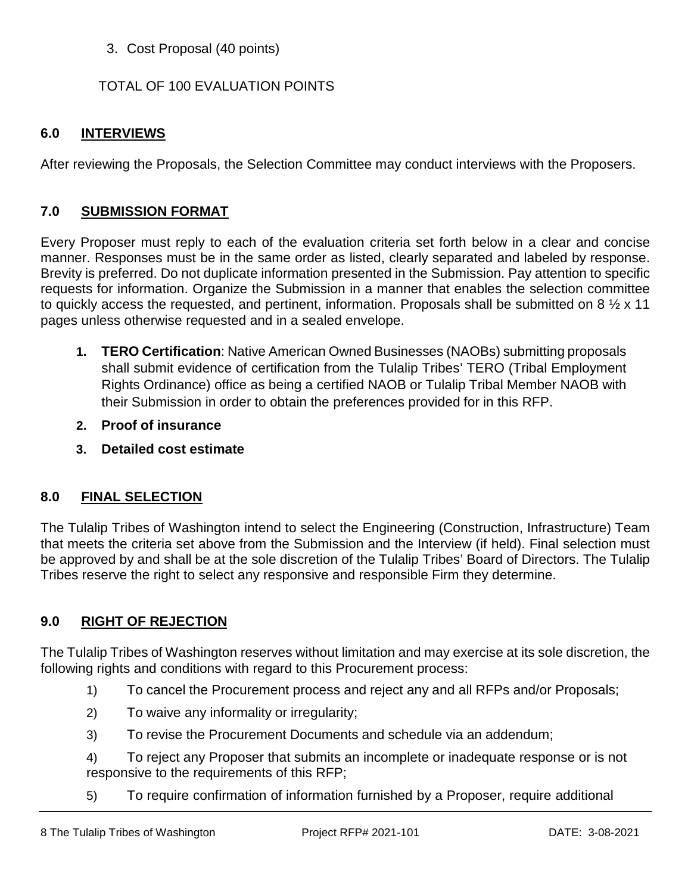3. Cost Proposal (40 points)

TOTAL OF 100 EVALUATION POINTS

## 6.0 INTERVIEWS

After reviewing the Proposals, the Selection Committee may conduct interviews with the Proposers.

## 7.0 SUBMISSION FORMAT

Every Proposer must reply to each of the evaluation criteria set forth below in a clear and concise manner. Responses must be in the same order as listed, clearly separated and labeled by response. Brevity is preferred. Do not duplicate information presented in the Submission. Pay attention to specific requests for information. Organize the Submission in a manner that enables the selection committee to quickly access the requested, and pertinent, information. Proposals shall be submitted on 8 ½ x 11 pages unless otherwise requested and in a sealed envelope.

1. **TERO Certification**: Native American Owned Businesses (NAOBs) submitting proposals shall submit evidence of certification from the Tulalip Tribes' TERO (Tribal Employment Rights Ordinance) office as being a certified NAOB or Tulalip Tribal Member NAOB with their Submission in order to obtain the preferences provided for in this RFP.
2. **Proof of insurance**
3. **Detailed cost estimate**

## 8.0 FINAL SELECTION

The Tulalip Tribes of Washington intend to select the Engineering (Construction, Infrastructure) Team that meets the criteria set above from the Submission and the Interview (if held). Final selection must be approved by and shall be at the sole discretion of the Tulalip Tribes' Board of Directors. The Tulalip Tribes reserve the right to select any responsive and responsible Firm they determine.

## 9.0 RIGHT OF REJECTION

The Tulalip Tribes of Washington reserves without limitation and may exercise at its sole discretion, the following rights and conditions with regard to this Procurement process:

1) To cancel the Procurement process and reject any and all RFPs and/or Proposals;
2) To waive any informality or irregularity;
3) To revise the Procurement Documents and schedule via an addendum;
4) To reject any Proposer that submits an incomplete or inadequate response or is not responsive to the requirements of this RFP;
5) To require confirmation of information furnished by a Proposer, require additional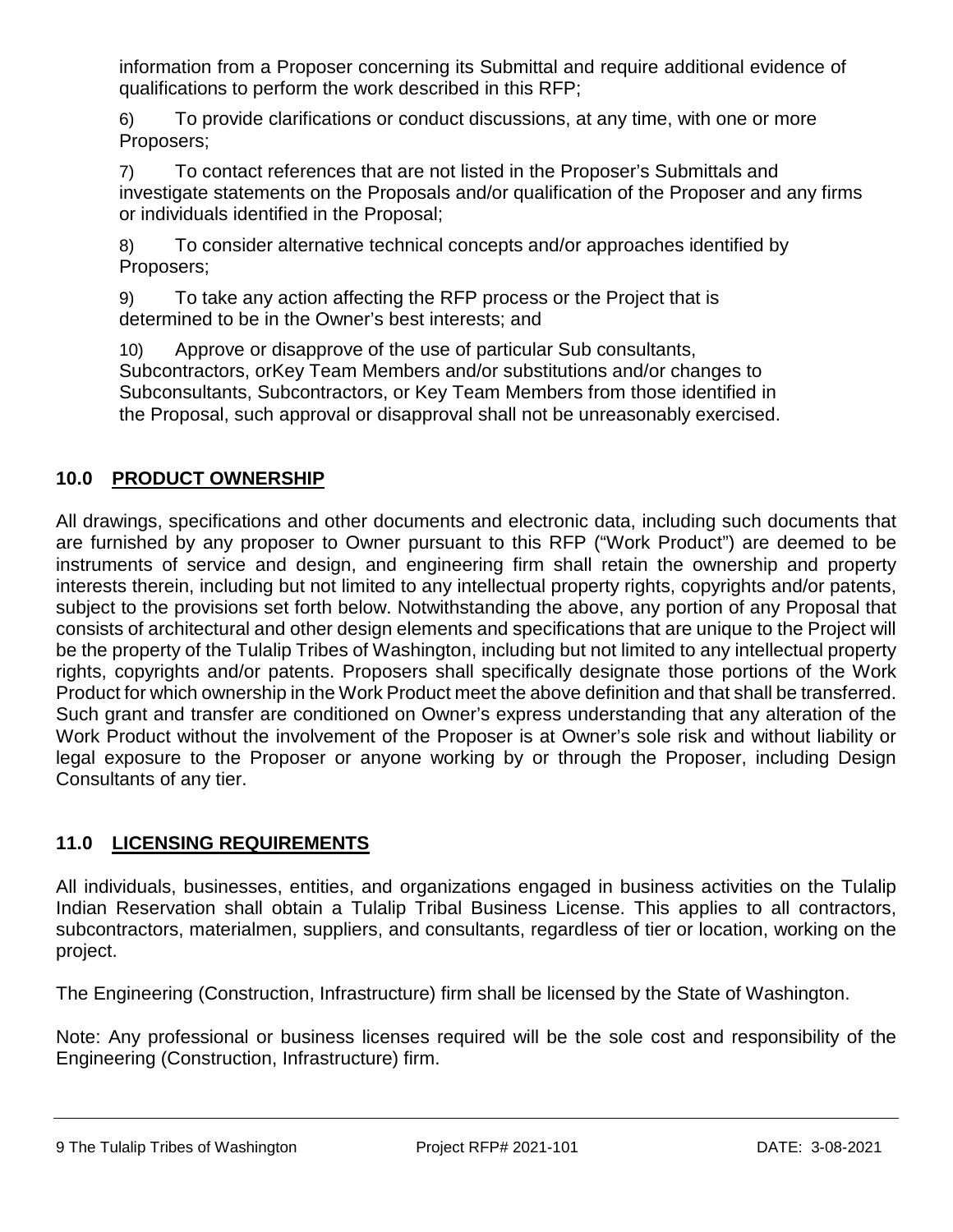information from a Proposer concerning its Submittal and require additional evidence of qualifications to perform the work described in this RFP;

6) To provide clarifications or conduct discussions, at any time, with one or more Proposers;

7) To contact references that are not listed in the Proposer's Submittals and investigate statements on the Proposals and/or qualification of the Proposer and any firms or individuals identified in the Proposal;

8) To consider alternative technical concepts and/or approaches identified by Proposers;

9) To take any action affecting the RFP process or the Project that is determined to be in the Owner's best interests; and

10) Approve or disapprove of the use of particular Sub consultants, Subcontractors, orKey Team Members and/or substitutions and/or changes to Subconsultants, Subcontractors, or Key Team Members from those identified in the Proposal, such approval or disapproval shall not be unreasonably exercised.

## 10.0 PRODUCT OWNERSHIP

All drawings, specifications and other documents and electronic data, including such documents that are furnished by any proposer to Owner pursuant to this RFP ("Work Product") are deemed to be instruments of service and design, and engineering firm shall retain the ownership and property interests therein, including but not limited to any intellectual property rights, copyrights and/or patents, subject to the provisions set forth below. Notwithstanding the above, any portion of any Proposal that consists of architectural and other design elements and specifications that are unique to the Project will be the property of the Tulalip Tribes of Washington, including but not limited to any intellectual property rights, copyrights and/or patents. Proposers shall specifically designate those portions of the Work Product for which ownership in the Work Product meet the above definition and that shall be transferred. Such grant and transfer are conditioned on Owner's express understanding that any alteration of the Work Product without the involvement of the Proposer is at Owner's sole risk and without liability or legal exposure to the Proposer or anyone working by or through the Proposer, including Design Consultants of any tier.

## 11.0 LICENSING REQUIREMENTS

All individuals, businesses, entities, and organizations engaged in business activities on the Tulalip Indian Reservation shall obtain a Tulalip Tribal Business License. This applies to all contractors, subcontractors, materialmen, suppliers, and consultants, regardless of tier or location, working on the project.

The Engineering (Construction, Infrastructure) firm shall be licensed by the State of Washington.

Note: Any professional or business licenses required will be the sole cost and responsibility of the Engineering (Construction, Infrastructure) firm.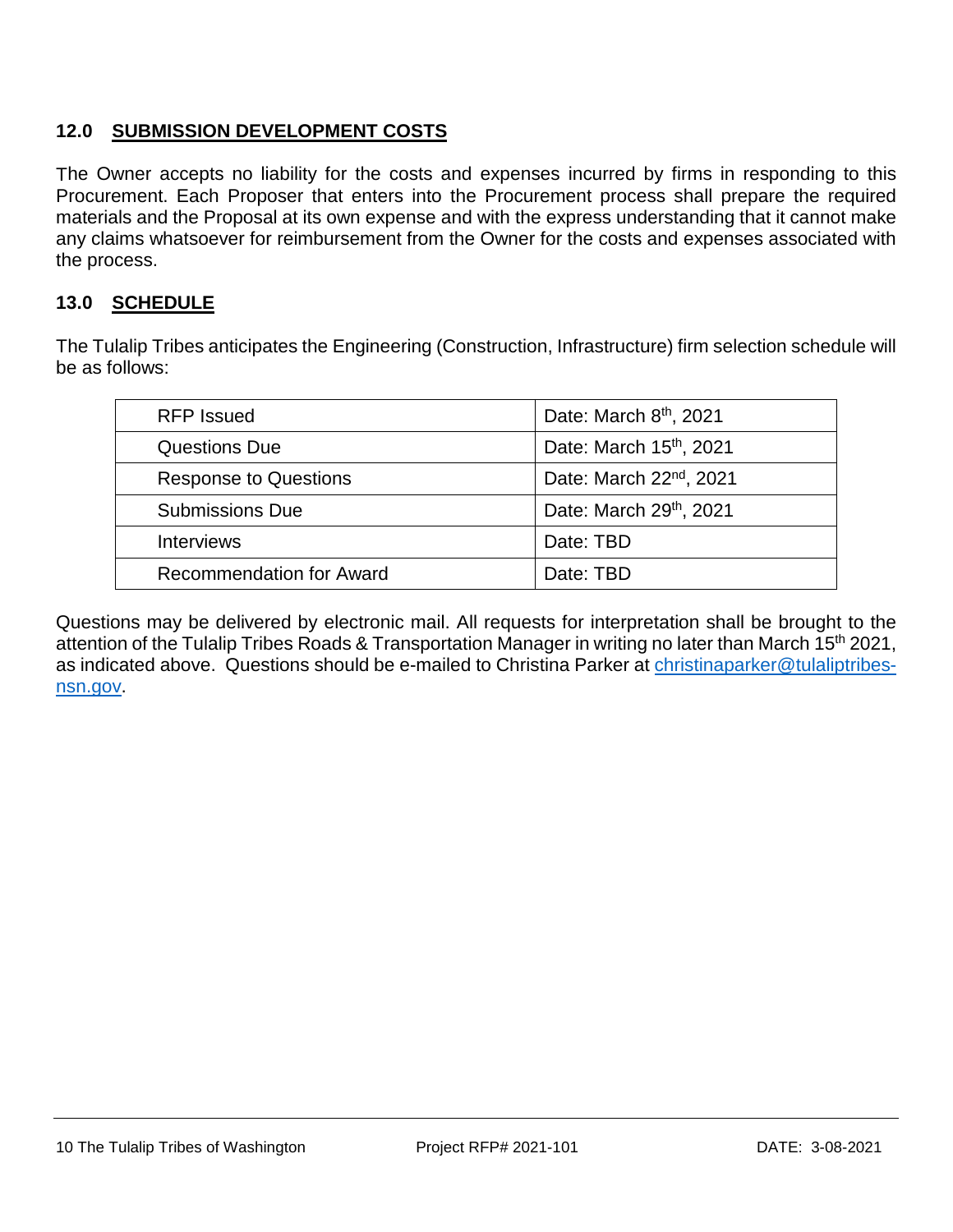## 12.0 SUBMISSION DEVELOPMENT COSTS

The Owner accepts no liability for the costs and expenses incurred by firms in responding to this Procurement. Each Proposer that enters into the Procurement process shall prepare the required materials and the Proposal at its own expense and with the express understanding that it cannot make any claims whatsoever for reimbursement from the Owner for the costs and expenses associated with the process.

## 13.0 SCHEDULE

The Tulalip Tribes anticipates the Engineering (Construction, Infrastructure) firm selection schedule will be as follows:

| | |
|---|---|
| RFP Issued | Date: March 8th, 2021 |
| Questions Due | Date: March 15th, 2021 |
| Response to Questions | Date: March 22nd, 2021 |
| Submissions Due | Date: March 29th, 2021 |
| Interviews | Date: TBD |
| Recommendation for Award | Date: TBD |

Questions may be delivered by electronic mail. All requests for interpretation shall be brought to the attention of the Tulalip Tribes Roads & Transportation Manager in writing no later than March 15th 2021, as indicated above. Questions should be e-mailed to Christina Parker at christinaparker@tulaliptribes-nsn.gov.